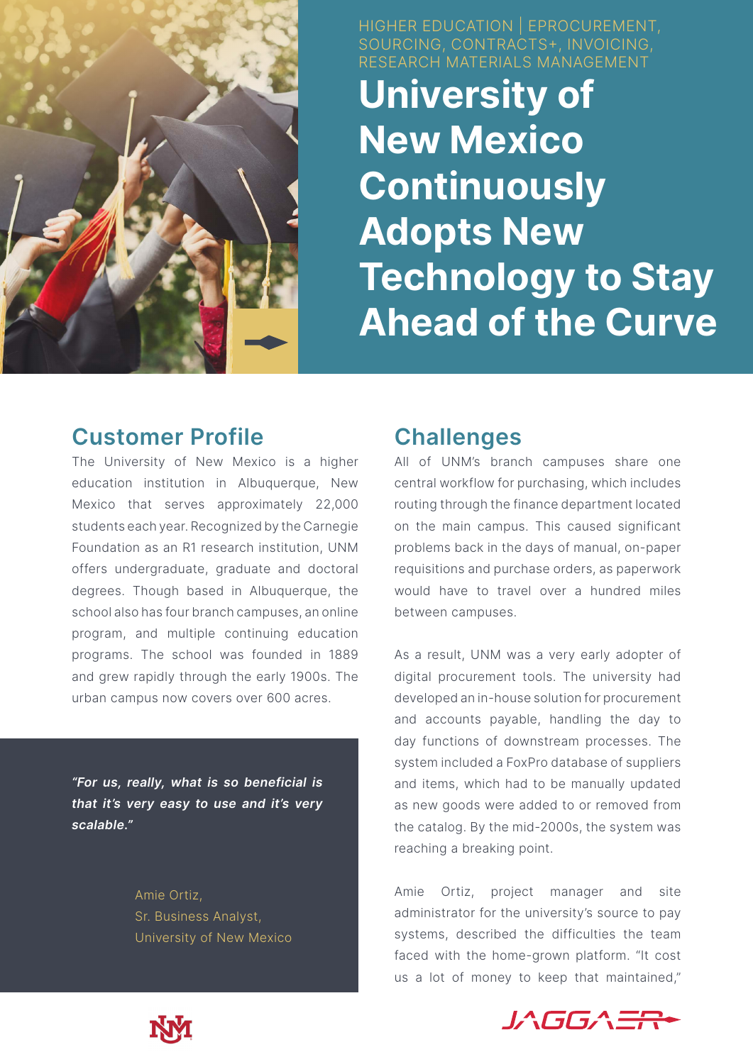HIGHER EDUCATION | EPROCUREMENT, SOURCING, CONTRACTS+, INVOICING, RESEARCH MATERIALS MANAGEMENT

# University of New Mexico Continuously Adopts New Technology to Stay Ahead of the Curve

## Customer Profile

The University of New Mexico is a higher education institution in Albuquerque, New Mexico that serves approximately 22,000 students each year. Recognized by the Carnegie Foundation as an R1 research institution, UNM offers undergraduate, graduate and doctoral degrees. Though based in Albuquerque, the school also has four branch campuses, an online program, and multiple continuing education programs. The school was founded in 1889 and grew rapidly through the early 1900s. The urban campus now covers over 600 acres.

> ***"For us, really, what is so beneficial is that it's very easy to use and it's very scalable."***
>
> Amie Ortiz,
> Sr. Business Analyst,
> University of New Mexico

## Challenges

All of UNM's branch campuses share one central workflow for purchasing, which includes routing through the finance department located on the main campus. This caused significant problems back in the days of manual, on-paper requisitions and purchase orders, as paperwork would have to travel over a hundred miles between campuses.

As a result, UNM was a very early adopter of digital procurement tools. The university had developed an in-house solution for procurement and accounts payable, handling the day to day functions of downstream processes. The system included a FoxPro database of suppliers and items, which had to be manually updated as new goods were added to or removed from the catalog. By the mid-2000s, the system was reaching a breaking point.

Amie Ortiz, project manager and site administrator for the university's source to pay systems, described the difficulties the team faced with the home-grown platform. "It cost us a lot of money to keep that maintained,"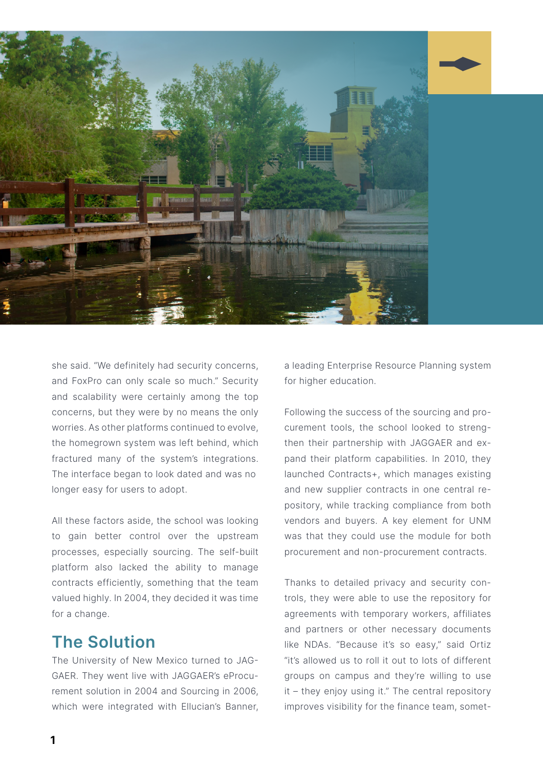she said. "We definitely had security concerns, and FoxPro can only scale so much." Security and scalability were certainly among the top concerns, but they were by no means the only worries. As other platforms continued to evolve, the homegrown system was left behind, which fractured many of the system's integrations. The interface began to look dated and was no longer easy for users to adopt.

All these factors aside, the school was looking to gain better control over the upstream processes, especially sourcing. The self-built platform also lacked the ability to manage contracts efficiently, something that the team valued highly. In 2004, they decided it was time for a change.

## The Solution

The University of New Mexico turned to JAGGAER. They went live with JAGGAER's eProcurement solution in 2004 and Sourcing in 2006, which were integrated with Ellucian's Banner, a leading Enterprise Resource Planning system for higher education.

Following the success of the sourcing and procurement tools, the school looked to strengthen their partnership with JAGGAER and expand their platform capabilities. In 2010, they launched Contracts+, which manages existing and new supplier contracts in one central repository, while tracking compliance from both vendors and buyers. A key element for UNM was that they could use the module for both procurement and non-procurement contracts.

Thanks to detailed privacy and security controls, they were able to use the repository for agreements with temporary workers, affiliates and partners or other necessary documents like NDAs. "Because it's so easy," said Ortiz "it's allowed us to roll it out to lots of different groups on campus and they're willing to use it – they enjoy using it." The central repository improves visibility for the finance team, somet-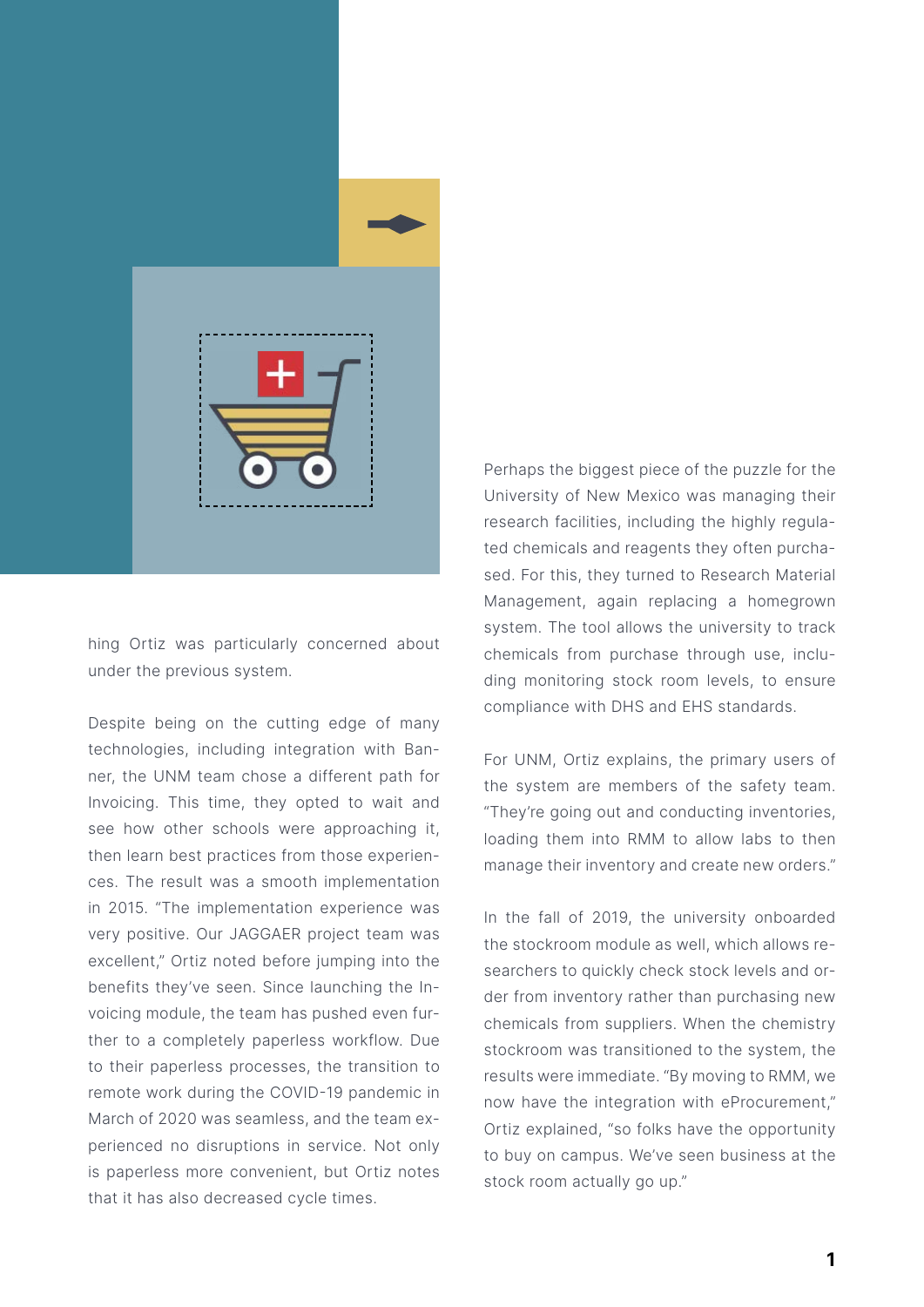hing Ortiz was particularly concerned about under the previous system.

Despite being on the cutting edge of many technologies, including integration with Banner, the UNM team chose a different path for Invoicing. This time, they opted to wait and see how other schools were approaching it, then learn best practices from those experiences. The result was a smooth implementation in 2015. "The implementation experience was very positive. Our JAGGAER project team was excellent," Ortiz noted before jumping into the benefits they've seen. Since launching the Invoicing module, the team has pushed even further to a completely paperless workflow. Due to their paperless processes, the transition to remote work during the COVID-19 pandemic in March of 2020 was seamless, and the team experienced no disruptions in service. Not only is paperless more convenient, but Ortiz notes that it has also decreased cycle times.

Perhaps the biggest piece of the puzzle for the University of New Mexico was managing their research facilities, including the highly regulated chemicals and reagents they often purchased. For this, they turned to Research Material Management, again replacing a homegrown system. The tool allows the university to track chemicals from purchase through use, including monitoring stock room levels, to ensure compliance with DHS and EHS standards.

For UNM, Ortiz explains, the primary users of the system are members of the safety team. "They're going out and conducting inventories, loading them into RMM to allow labs to then manage their inventory and create new orders."

In the fall of 2019, the university onboarded the stockroom module as well, which allows researchers to quickly check stock levels and order from inventory rather than purchasing new chemicals from suppliers. When the chemistry stockroom was transitioned to the system, the results were immediate. "By moving to RMM, we now have the integration with eProcurement," Ortiz explained, "so folks have the opportunity to buy on campus. We've seen business at the stock room actually go up."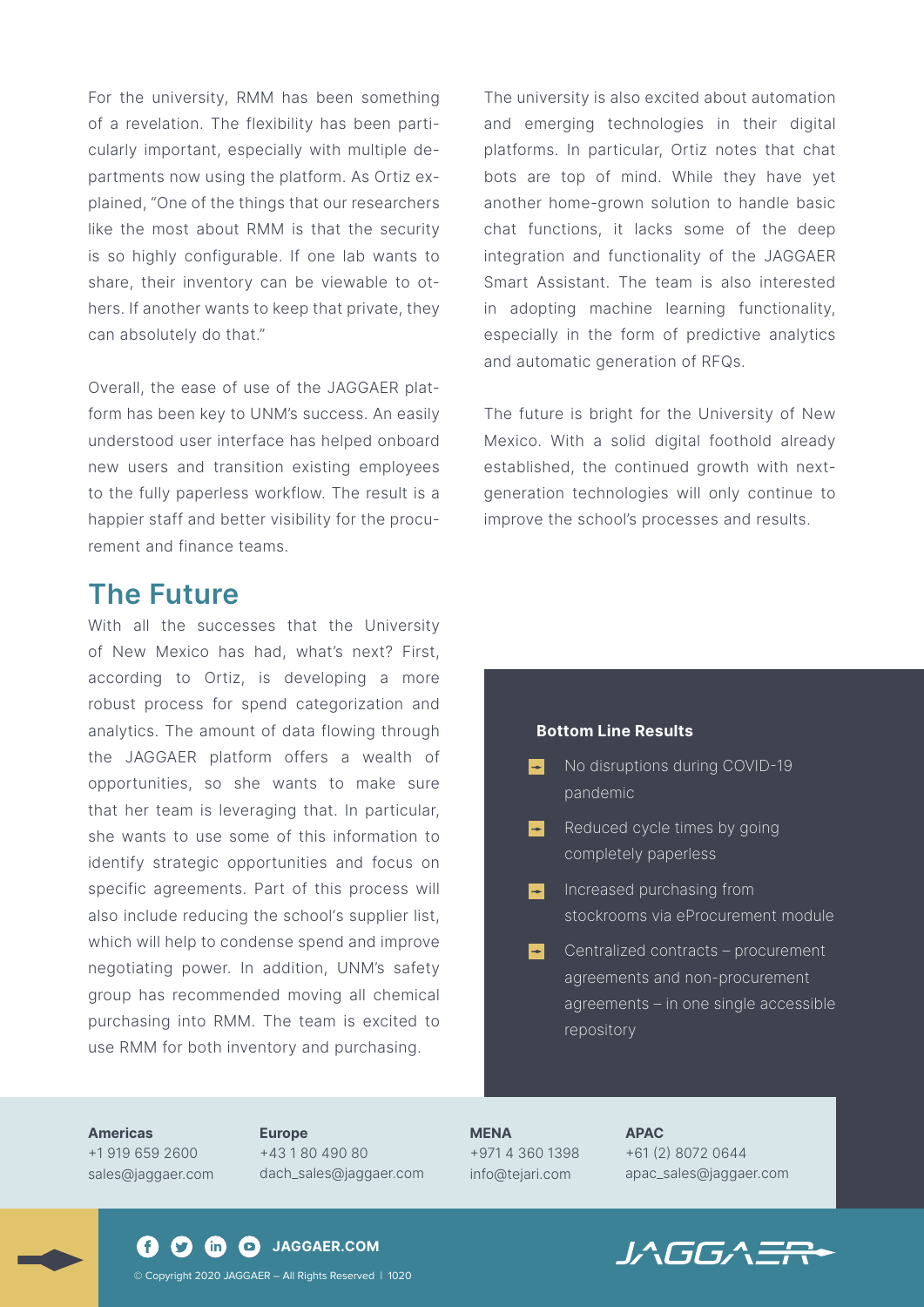For the university, RMM has been something of a revelation. The flexibility has been particularly important, especially with multiple departments now using the platform. As Ortiz explained, "One of the things that our researchers like the most about RMM is that the security is so highly configurable. If one lab wants to share, their inventory can be viewable to others. If another wants to keep that private, they can absolutely do that."

Overall, the ease of use of the JAGGAER platform has been key to UNM's success. An easily understood user interface has helped onboard new users and transition existing employees to the fully paperless workflow. The result is a happier staff and better visibility for the procurement and finance teams.

## The Future

With all the successes that the University of New Mexico has had, what's next? First, according to Ortiz, is developing a more robust process for spend categorization and analytics. The amount of data flowing through the JAGGAER platform offers a wealth of opportunities, so she wants to make sure that her team is leveraging that. In particular, she wants to use some of this information to identify strategic opportunities and focus on specific agreements. Part of this process will also include reducing the school's supplier list, which will help to condense spend and improve negotiating power. In addition, UNM's safety group has recommended moving all chemical purchasing into RMM. The team is excited to use RMM for both inventory and purchasing.

The university is also excited about automation and emerging technologies in their digital platforms. In particular, Ortiz notes that chat bots are top of mind. While they have yet another home-grown solution to handle basic chat functions, it lacks some of the deep integration and functionality of the JAGGAER Smart Assistant. The team is also interested in adopting machine learning functionality, especially in the form of predictive analytics and automatic generation of RFQs.

The future is bright for the University of New Mexico. With a solid digital foothold already established, the continued growth with next-generation technologies will only continue to improve the school's processes and results.

**Bottom Line Results**

- No disruptions during COVID-19 pandemic
- Reduced cycle times by going completely paperless
- Increased purchasing from stockrooms via eProcurement module
- Centralized contracts – procurement agreements and non-procurement agreements – in one single accessible repository

**Americas**
+1 919 659 2600
sales@jaggaer.com

**Europe**
+43 1 80 490 80
dach_sales@jaggaer.com

**MENA**
+971 4 360 1398
info@tejari.com

**APAC**
+61 (2) 8072 0644
apac_sales@jaggaer.com

**JAGGAER.COM**

© Copyright 2020 JAGGAER – All Rights Reserved | 1020